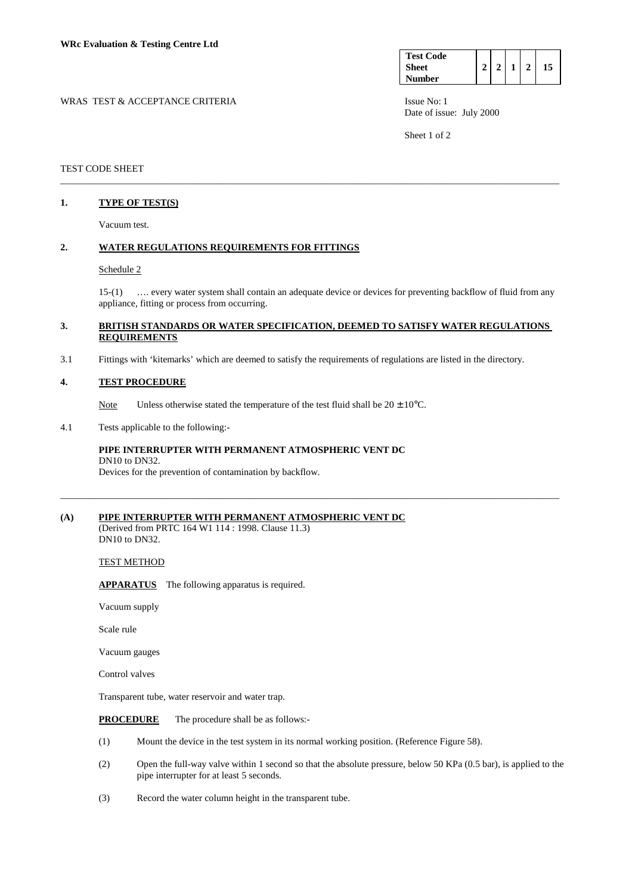**WRc Evaluation & Testing Centre Ltd**

| Test Code Sheet Number | 2 | 2 | 1 | 2 | 15 |
|---|---|---|---|---|---|

WRAS TEST & ACCEPTANCE CRITERIA

Issue No: 1
Date of issue: July 2000

TEST CODE SHEET

---

## 1. TYPE OF TEST(S)

Vacuum test.

## 2. WATER REGULATIONS REQUIREMENTS FOR FITTINGS

Schedule 2

15-(1) …. every water system shall contain an adequate device or devices for preventing backflow of fluid from any appliance, fitting or process from occurring.

## 3. BRITISH STANDARDS OR WATER SPECIFICATION, DEEMED TO SATISFY WATER REGULATIONS REQUIREMENTS

3.1 Fittings with 'kitemarks' which are deemed to satisfy the requirements of regulations are listed in the directory.

## 4. TEST PROCEDURE

Note Unless otherwise stated the temperature of the test fluid shall be $20 \pm 10°C$.

4.1 Tests applicable to the following:-

**PIPE INTERRUPTER WITH PERMANENT ATMOSPHERIC VENT DC**
DN10 to DN32.
Devices for the prevention of contamination by backflow.

---

## (A) PIPE INTERRUPTER WITH PERMANENT ATMOSPHERIC VENT DC

(Derived from PRTC 164 W1 114 : 1998. Clause 11.3)
DN10 to DN32.

TEST METHOD

**APPARATUS** The following apparatus is required.

Vacuum supply

Scale rule

Vacuum gauges

Control valves

Transparent tube, water reservoir and water trap.

**PROCEDURE** The procedure shall be as follows:-

(1) Mount the device in the test system in its normal working position. (Reference Figure 58).

(2) Open the full-way valve within 1 second so that the absolute pressure, below 50 KPa (0.5 bar), is applied to the pipe interrupter for at least 5 seconds.

(3) Record the water column height in the transparent tube.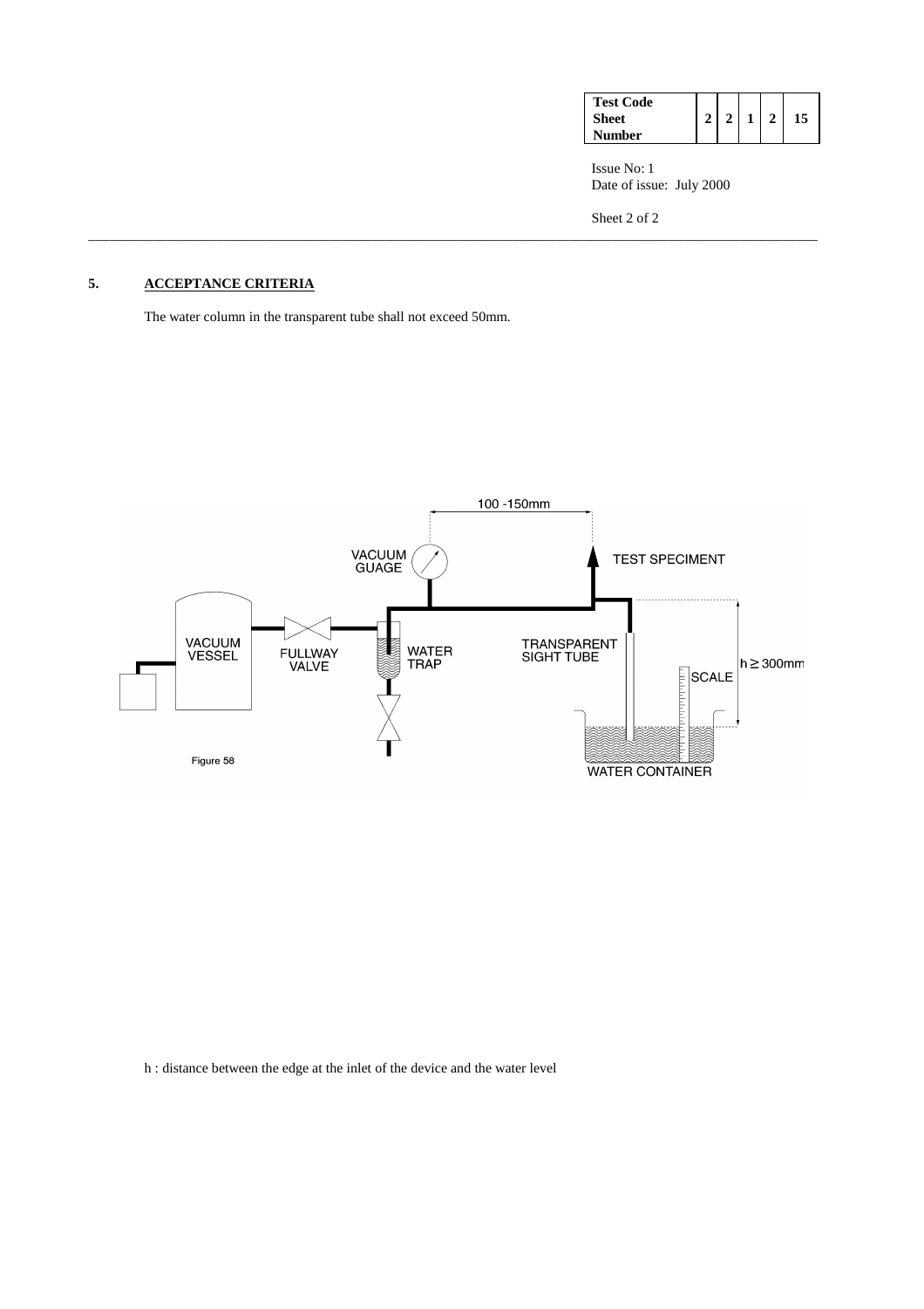## 5. ACCEPTANCE CRITERIA

The water column in the transparent tube shall not exceed 50mm.

100 -150mm

VACUUM GUAGE

TEST SPECIMENT

VACUUM VESSEL

FULLWAY VALVE

WATER TRAP

TRANSPARENT SIGHT TUBE

SCALE

$h \geq 300mm$

WATER CONTAINER

Figure 58

h : distance between the edge at the inlet of the device and the water level